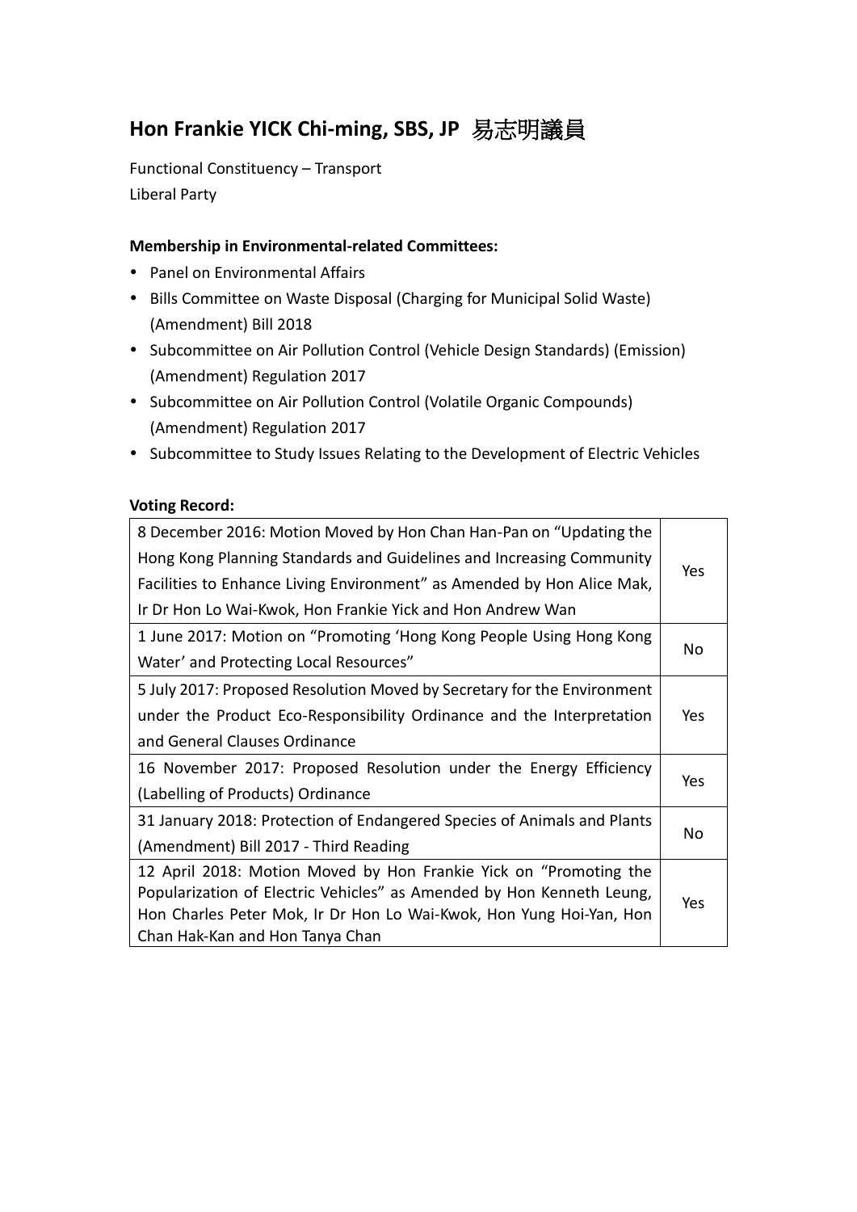## Hon Frankie YICK Chi-ming, SBS, JP 易志明議員

Functional Constituency – Transport
Liberal Party

**Membership in Environmental-related Committees:**

- Panel on Environmental Affairs
- Bills Committee on Waste Disposal (Charging for Municipal Solid Waste) (Amendment) Bill 2018
- Subcommittee on Air Pollution Control (Vehicle Design Standards) (Emission) (Amendment) Regulation 2017
- Subcommittee on Air Pollution Control (Volatile Organic Compounds) (Amendment) Regulation 2017
- Subcommittee to Study Issues Relating to the Development of Electric Vehicles

**Voting Record:**

| Motion | Vote |
|---|---|
| 8 December 2016: Motion Moved by Hon Chan Han-Pan on "Updating the Hong Kong Planning Standards and Guidelines and Increasing Community Facilities to Enhance Living Environment" as Amended by Hon Alice Mak, Ir Dr Hon Lo Wai-Kwok, Hon Frankie Yick and Hon Andrew Wan | Yes |
| 1 June 2017: Motion on "Promoting 'Hong Kong People Using Hong Kong Water' and Protecting Local Resources" | No |
| 5 July 2017: Proposed Resolution Moved by Secretary for the Environment under the Product Eco-Responsibility Ordinance and the Interpretation and General Clauses Ordinance | Yes |
| 16 November 2017: Proposed Resolution under the Energy Efficiency (Labelling of Products) Ordinance | Yes |
| 31 January 2018: Protection of Endangered Species of Animals and Plants (Amendment) Bill 2017 - Third Reading | No |
| 12 April 2018: Motion Moved by Hon Frankie Yick on "Promoting the Popularization of Electric Vehicles" as Amended by Hon Kenneth Leung, Hon Charles Peter Mok, Ir Dr Hon Lo Wai-Kwok, Hon Yung Hoi-Yan, Hon Chan Hak-Kan and Hon Tanya Chan | Yes |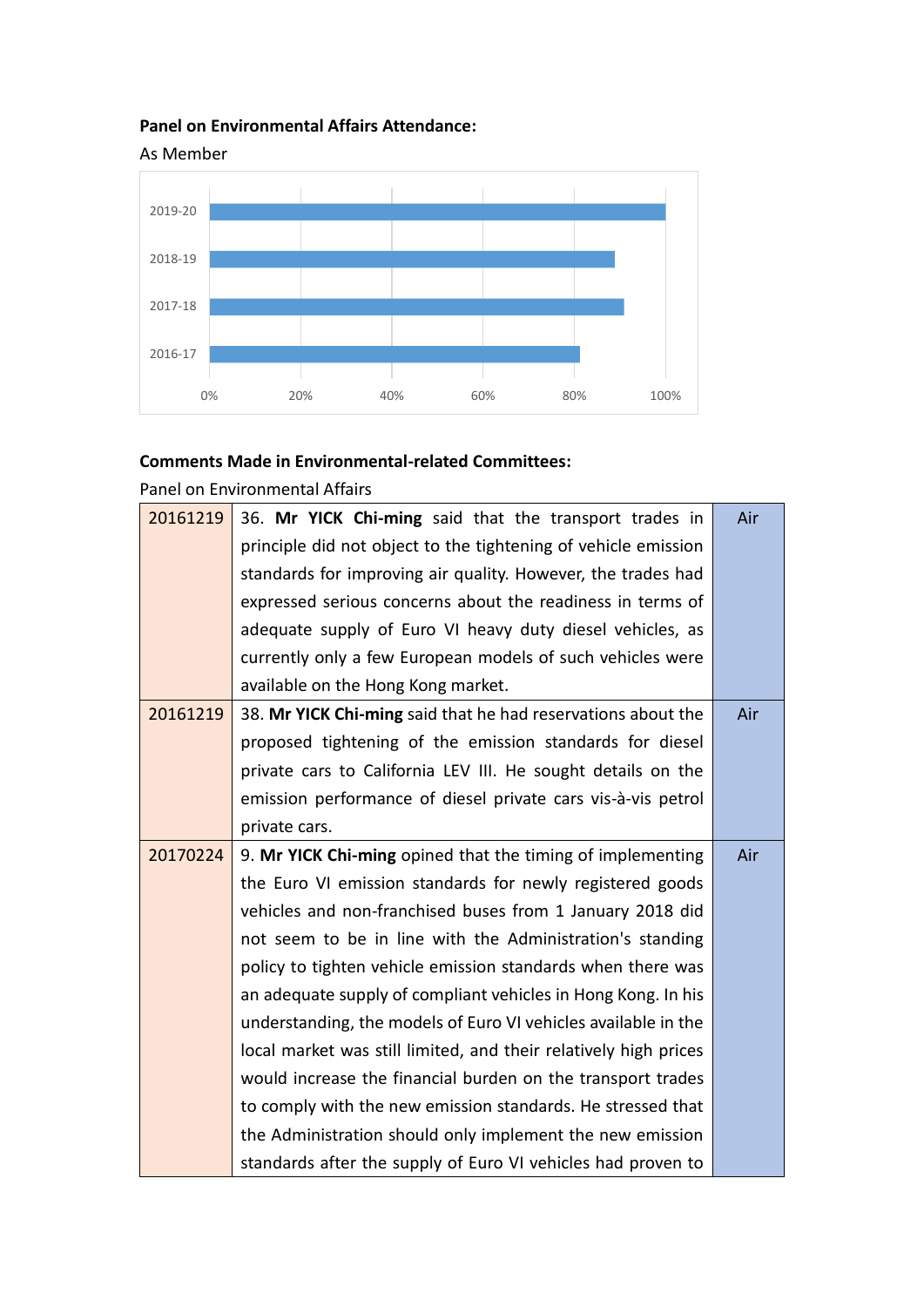**Panel on Environmental Affairs Attendance:**

As Member

| Year | Attendance |
|---|---|
| 2019-20 | 100% |
| 2018-19 | ~89% |
| 2017-18 | ~91% |
| 2016-17 | ~81% |

**Comments Made in Environmental-related Committees:**

Panel on Environmental Affairs

| | | |
|---|---|---|
| 20161219 | 36. **Mr YICK Chi-ming** said that the transport trades in principle did not object to the tightening of vehicle emission standards for improving air quality. However, the trades had expressed serious concerns about the readiness in terms of adequate supply of Euro VI heavy duty diesel vehicles, as currently only a few European models of such vehicles were available on the Hong Kong market. | Air |
| 20161219 | 38. **Mr YICK Chi-ming** said that he had reservations about the proposed tightening of the emission standards for diesel private cars to California LEV III. He sought details on the emission performance of diesel private cars vis-à-vis petrol private cars. | Air |
| 20170224 | 9. **Mr YICK Chi-ming** opined that the timing of implementing the Euro VI emission standards for newly registered goods vehicles and non-franchised buses from 1 January 2018 did not seem to be in line with the Administration's standing policy to tighten vehicle emission standards when there was an adequate supply of compliant vehicles in Hong Kong. In his understanding, the models of Euro VI vehicles available in the local market was still limited, and their relatively high prices would increase the financial burden on the transport trades to comply with the new emission standards. He stressed that the Administration should only implement the new emission standards after the supply of Euro VI vehicles had proven to | Air |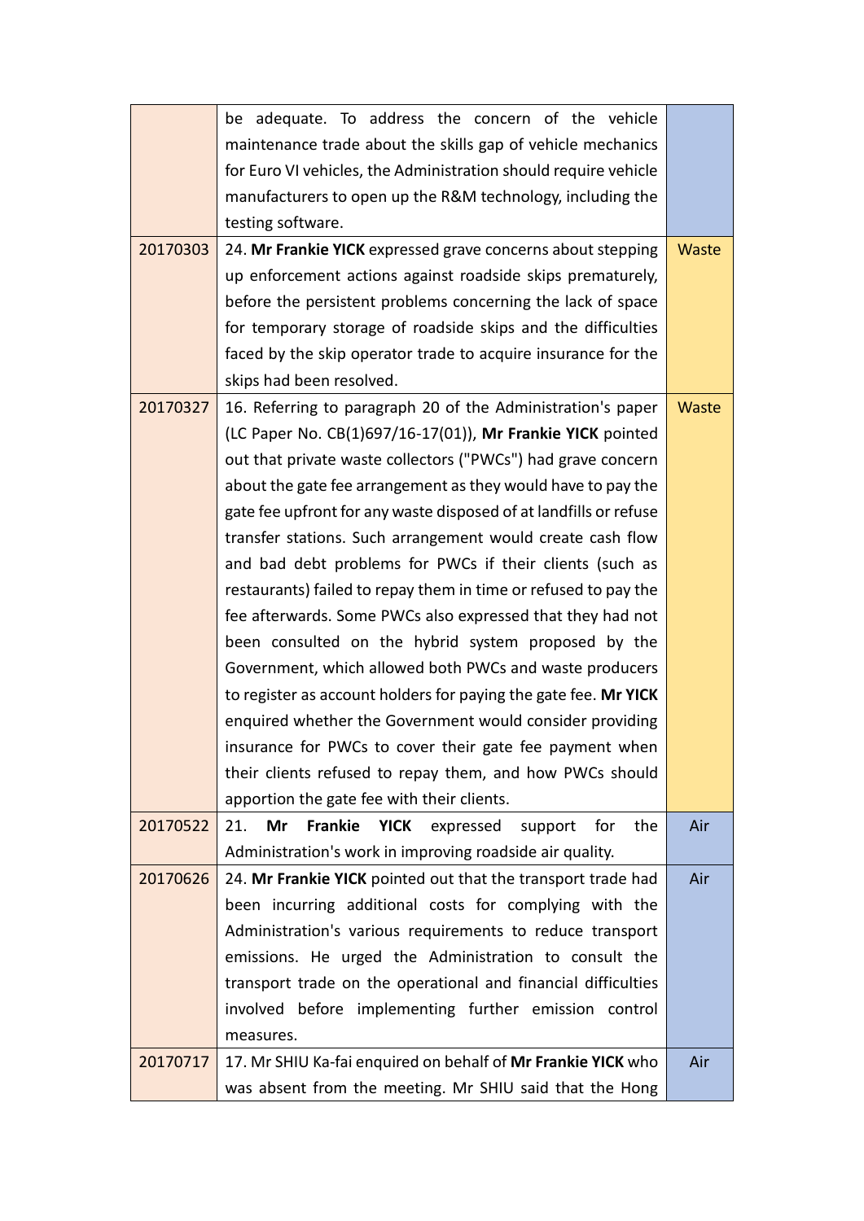| | | |
|---|---|---|
| | be adequate. To address the concern of the vehicle maintenance trade about the skills gap of vehicle mechanics for Euro VI vehicles, the Administration should require vehicle manufacturers to open up the R&M technology, including the testing software. | |
| 20170303 | 24. **Mr Frankie YICK** expressed grave concerns about stepping up enforcement actions against roadside skips prematurely, before the persistent problems concerning the lack of space for temporary storage of roadside skips and the difficulties faced by the skip operator trade to acquire insurance for the skips had been resolved. | Waste |
| 20170327 | 16. Referring to paragraph 20 of the Administration's paper (LC Paper No. CB(1)697/16-17(01)), **Mr Frankie YICK** pointed out that private waste collectors ("PWCs") had grave concern about the gate fee arrangement as they would have to pay the gate fee upfront for any waste disposed of at landfills or refuse transfer stations. Such arrangement would create cash flow and bad debt problems for PWCs if their clients (such as restaurants) failed to repay them in time or refused to pay the fee afterwards. Some PWCs also expressed that they had not been consulted on the hybrid system proposed by the Government, which allowed both PWCs and waste producers to register as account holders for paying the gate fee. **Mr YICK** enquired whether the Government would consider providing insurance for PWCs to cover their gate fee payment when their clients refused to repay them, and how PWCs should apportion the gate fee with their clients. | Waste |
| 20170522 | 21. **Mr Frankie YICK** expressed support for the Administration's work in improving roadside air quality. | Air |
| 20170626 | 24. **Mr Frankie YICK** pointed out that the transport trade had been incurring additional costs for complying with the Administration's various requirements to reduce transport emissions. He urged the Administration to consult the transport trade on the operational and financial difficulties involved before implementing further emission control measures. | Air |
| 20170717 | 17. Mr SHIU Ka-fai enquired on behalf of **Mr Frankie YICK** who was absent from the meeting. Mr SHIU said that the Hong | Air |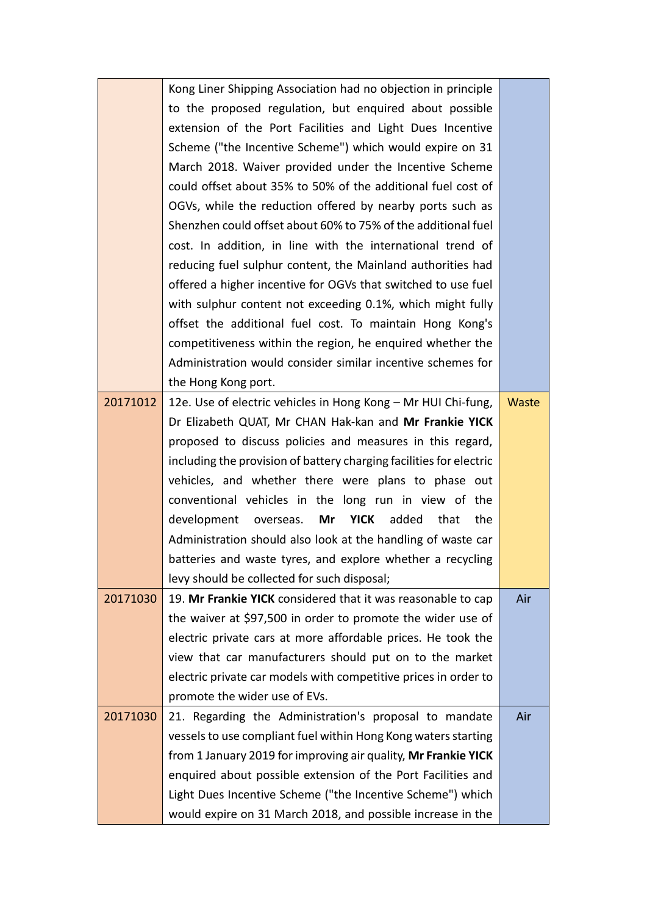| | | |
|---|---|---|
| | Kong Liner Shipping Association had no objection in principle to the proposed regulation, but enquired about possible extension of the Port Facilities and Light Dues Incentive Scheme ("the Incentive Scheme") which would expire on 31 March 2018. Waiver provided under the Incentive Scheme could offset about 35% to 50% of the additional fuel cost of OGVs, while the reduction offered by nearby ports such as Shenzhen could offset about 60% to 75% of the additional fuel cost. In addition, in line with the international trend of reducing fuel sulphur content, the Mainland authorities had offered a higher incentive for OGVs that switched to use fuel with sulphur content not exceeding 0.1%, which might fully offset the additional fuel cost. To maintain Hong Kong's competitiveness within the region, he enquired whether the Administration would consider similar incentive schemes for the Hong Kong port. | |
| 20171012 | 12e. Use of electric vehicles in Hong Kong – Mr HUI Chi-fung, Dr Elizabeth QUAT, Mr CHAN Hak-kan and **Mr Frankie YICK** proposed to discuss policies and measures in this regard, including the provision of battery charging facilities for electric vehicles, and whether there were plans to phase out conventional vehicles in the long run in view of the development overseas. **Mr YICK** added that the Administration should also look at the handling of waste car batteries and waste tyres, and explore whether a recycling levy should be collected for such disposal; | Waste |
| 20171030 | 19. **Mr Frankie YICK** considered that it was reasonable to cap the waiver at $97,500 in order to promote the wider use of electric private cars at more affordable prices. He took the view that car manufacturers should put on to the market electric private car models with competitive prices in order to promote the wider use of EVs. | Air |
| 20171030 | 21. Regarding the Administration's proposal to mandate vessels to use compliant fuel within Hong Kong waters starting from 1 January 2019 for improving air quality, **Mr Frankie YICK** enquired about possible extension of the Port Facilities and Light Dues Incentive Scheme ("the Incentive Scheme") which would expire on 31 March 2018, and possible increase in the | Air |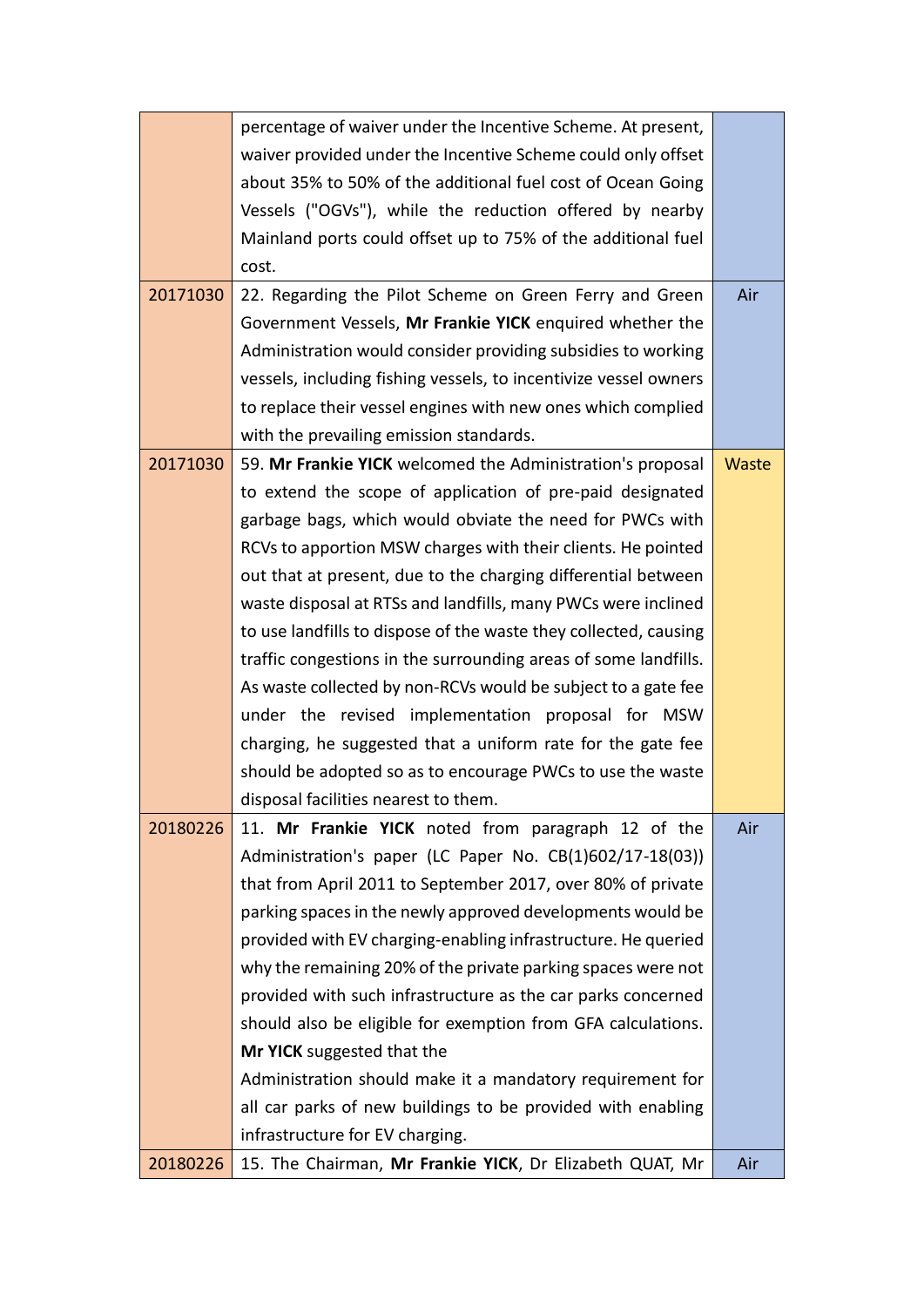| | | |
|---|---|---|
| | percentage of waiver under the Incentive Scheme. At present, waiver provided under the Incentive Scheme could only offset about 35% to 50% of the additional fuel cost of Ocean Going Vessels ("OGVs"), while the reduction offered by nearby Mainland ports could offset up to 75% of the additional fuel cost. | |
| 20171030 | 22. Regarding the Pilot Scheme on Green Ferry and Green Government Vessels, **Mr Frankie YICK** enquired whether the Administration would consider providing subsidies to working vessels, including fishing vessels, to incentivize vessel owners to replace their vessel engines with new ones which complied with the prevailing emission standards. | Air |
| 20171030 | 59. **Mr Frankie YICK** welcomed the Administration's proposal to extend the scope of application of pre-paid designated garbage bags, which would obviate the need for PWCs with RCVs to apportion MSW charges with their clients. He pointed out that at present, due to the charging differential between waste disposal at RTSs and landfills, many PWCs were inclined to use landfills to dispose of the waste they collected, causing traffic congestions in the surrounding areas of some landfills. As waste collected by non-RCVs would be subject to a gate fee under the revised implementation proposal for MSW charging, he suggested that a uniform rate for the gate fee should be adopted so as to encourage PWCs to use the waste disposal facilities nearest to them. | Waste |
| 20180226 | 11. **Mr Frankie YICK** noted from paragraph 12 of the Administration's paper (LC Paper No. CB(1)602/17-18(03)) that from April 2011 to September 2017, over 80% of private parking spaces in the newly approved developments would be provided with EV charging-enabling infrastructure. He queried why the remaining 20% of the private parking spaces were not provided with such infrastructure as the car parks concerned should also be eligible for exemption from GFA calculations. **Mr YICK** suggested that the Administration should make it a mandatory requirement for all car parks of new buildings to be provided with enabling infrastructure for EV charging. | Air |
| 20180226 | 15. The Chairman, **Mr Frankie YICK**, Dr Elizabeth QUAT, Mr | Air |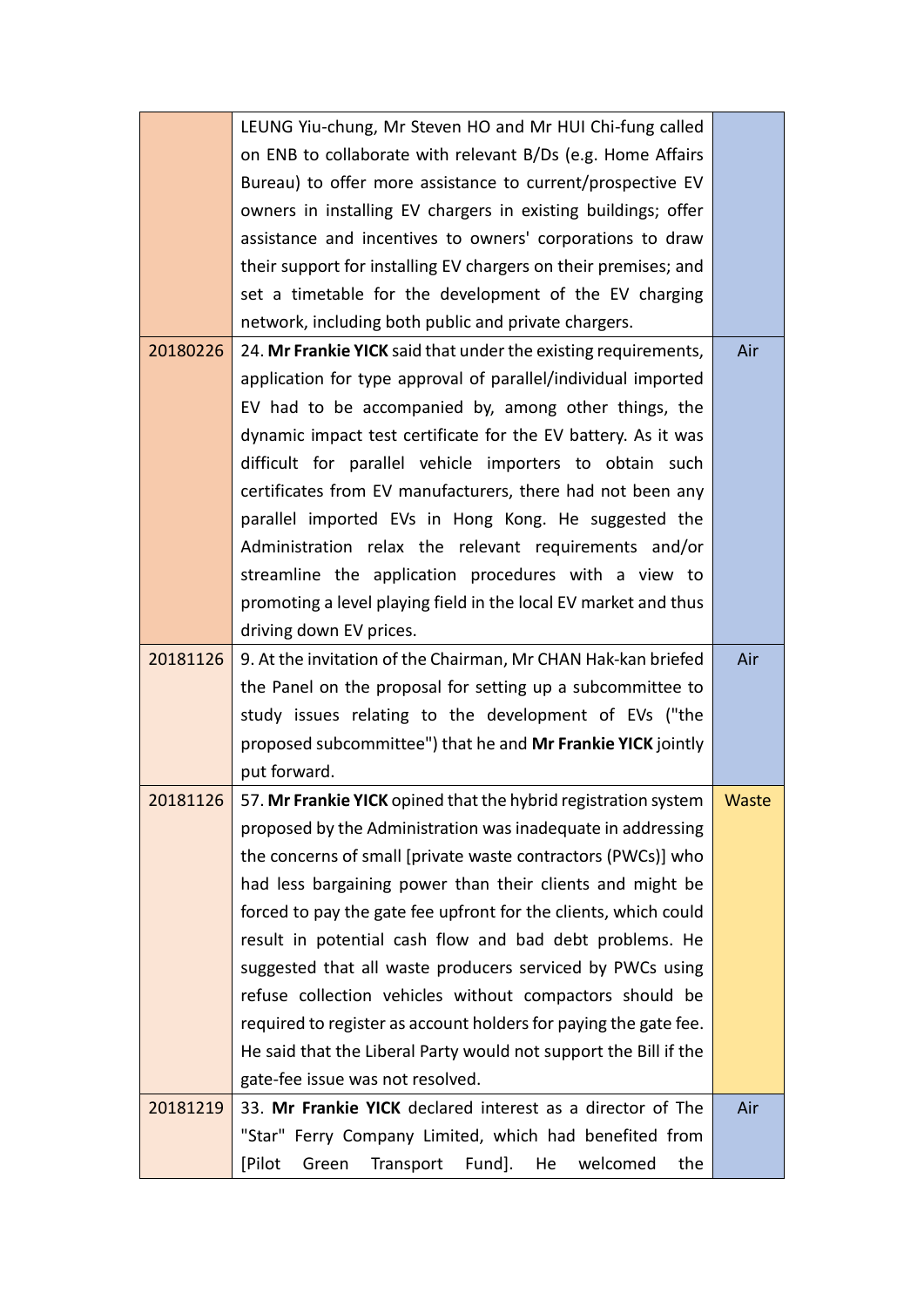| | | |
|---|---|---|
| | LEUNG Yiu-chung, Mr Steven HO and Mr HUI Chi-fung called on ENB to collaborate with relevant B/Ds (e.g. Home Affairs Bureau) to offer more assistance to current/prospective EV owners in installing EV chargers in existing buildings; offer assistance and incentives to owners' corporations to draw their support for installing EV chargers on their premises; and set a timetable for the development of the EV charging network, including both public and private chargers. | |
| 20180226 | 24. **Mr Frankie YICK** said that under the existing requirements, application for type approval of parallel/individual imported EV had to be accompanied by, among other things, the dynamic impact test certificate for the EV battery. As it was difficult for parallel vehicle importers to obtain such certificates from EV manufacturers, there had not been any parallel imported EVs in Hong Kong. He suggested the Administration relax the relevant requirements and/or streamline the application procedures with a view to promoting a level playing field in the local EV market and thus driving down EV prices. | Air |
| 20181126 | 9. At the invitation of the Chairman, Mr CHAN Hak-kan briefed the Panel on the proposal for setting up a subcommittee to study issues relating to the development of EVs ("the proposed subcommittee") that he and **Mr Frankie YICK** jointly put forward. | Air |
| 20181126 | 57. **Mr Frankie YICK** opined that the hybrid registration system proposed by the Administration was inadequate in addressing the concerns of small [private waste contractors (PWCs)] who had less bargaining power than their clients and might be forced to pay the gate fee upfront for the clients, which could result in potential cash flow and bad debt problems. He suggested that all waste producers serviced by PWCs using refuse collection vehicles without compactors should be required to register as account holders for paying the gate fee. He said that the Liberal Party would not support the Bill if the gate-fee issue was not resolved. | Waste |
| 20181219 | 33. **Mr Frankie YICK** declared interest as a director of The "Star" Ferry Company Limited, which had benefited from [Pilot Green Transport Fund]. He welcomed the | Air |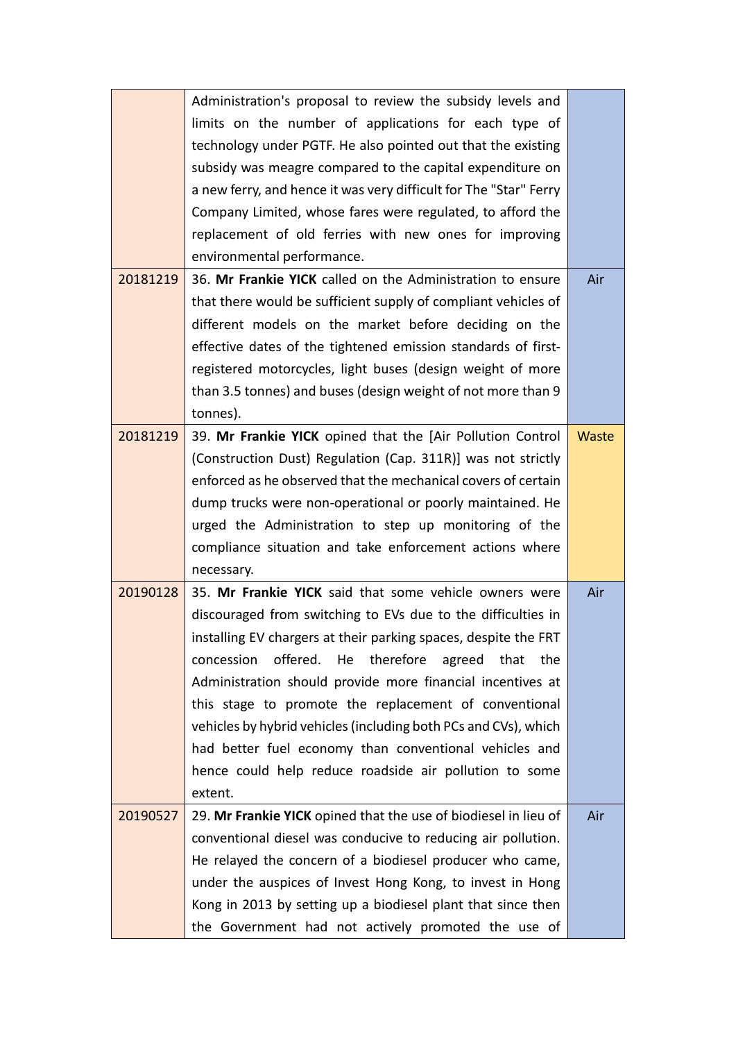| | | |
|---|---|---|
| | Administration's proposal to review the subsidy levels and limits on the number of applications for each type of technology under PGTF. He also pointed out that the existing subsidy was meagre compared to the capital expenditure on a new ferry, and hence it was very difficult for The "Star" Ferry Company Limited, whose fares were regulated, to afford the replacement of old ferries with new ones for improving environmental performance. | |
| 20181219 | 36. **Mr Frankie YICK** called on the Administration to ensure that there would be sufficient supply of compliant vehicles of different models on the market before deciding on the effective dates of the tightened emission standards of first-registered motorcycles, light buses (design weight of more than 3.5 tonnes) and buses (design weight of not more than 9 tonnes). | Air |
| 20181219 | 39. **Mr Frankie YICK** opined that the [Air Pollution Control (Construction Dust) Regulation (Cap. 311R)] was not strictly enforced as he observed that the mechanical covers of certain dump trucks were non-operational or poorly maintained. He urged the Administration to step up monitoring of the compliance situation and take enforcement actions where necessary. | Waste |
| 20190128 | 35. **Mr Frankie YICK** said that some vehicle owners were discouraged from switching to EVs due to the difficulties in installing EV chargers at their parking spaces, despite the FRT concession offered. He therefore agreed that the Administration should provide more financial incentives at this stage to promote the replacement of conventional vehicles by hybrid vehicles (including both PCs and CVs), which had better fuel economy than conventional vehicles and hence could help reduce roadside air pollution to some extent. | Air |
| 20190527 | 29. **Mr Frankie YICK** opined that the use of biodiesel in lieu of conventional diesel was conducive to reducing air pollution. He relayed the concern of a biodiesel producer who came, under the auspices of Invest Hong Kong, to invest in Hong Kong in 2013 by setting up a biodiesel plant that since then the Government had not actively promoted the use of | Air |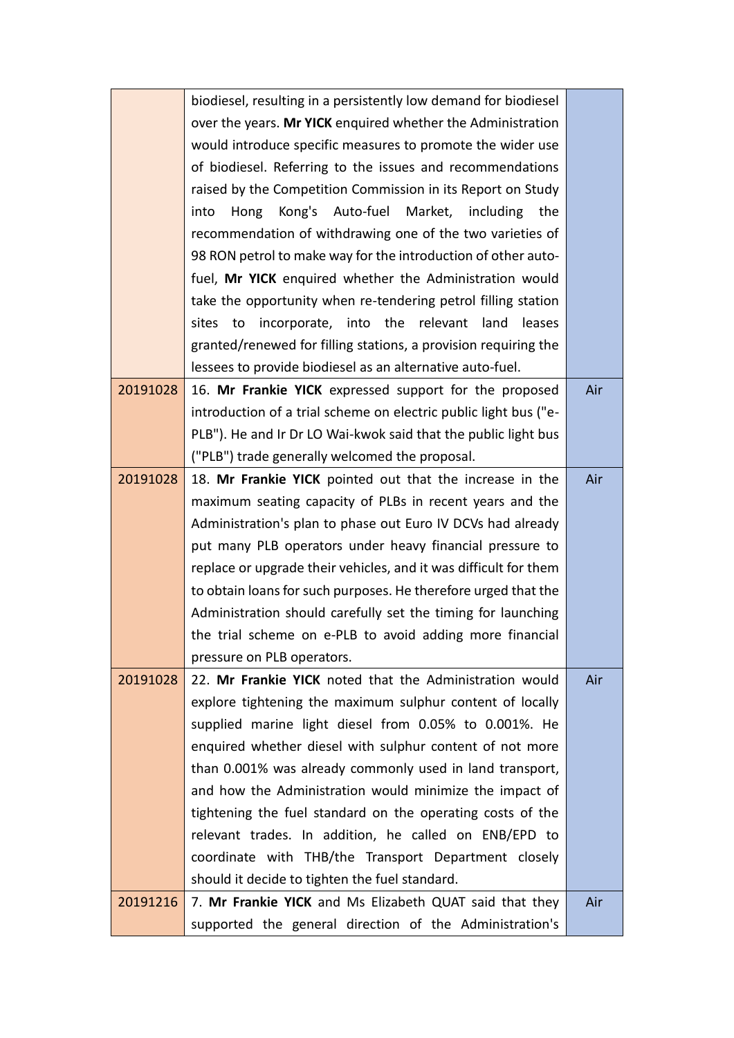| | | |
|---|---|---|
| | biodiesel, resulting in a persistently low demand for biodiesel over the years. **Mr YICK** enquired whether the Administration would introduce specific measures to promote the wider use of biodiesel. Referring to the issues and recommendations raised by the Competition Commission in its Report on Study into Hong Kong's Auto-fuel Market, including the recommendation of withdrawing one of the two varieties of 98 RON petrol to make way for the introduction of other auto-fuel, **Mr YICK** enquired whether the Administration would take the opportunity when re-tendering petrol filling station sites to incorporate, into the relevant land leases granted/renewed for filling stations, a provision requiring the lessees to provide biodiesel as an alternative auto-fuel. | |
| 20191028 | 16. **Mr Frankie YICK** expressed support for the proposed introduction of a trial scheme on electric public light bus ("e-PLB"). He and Ir Dr LO Wai-kwok said that the public light bus ("PLB") trade generally welcomed the proposal. | Air |
| 20191028 | 18. **Mr Frankie YICK** pointed out that the increase in the maximum seating capacity of PLBs in recent years and the Administration's plan to phase out Euro IV DCVs had already put many PLB operators under heavy financial pressure to replace or upgrade their vehicles, and it was difficult for them to obtain loans for such purposes. He therefore urged that the Administration should carefully set the timing for launching the trial scheme on e-PLB to avoid adding more financial pressure on PLB operators. | Air |
| 20191028 | 22. **Mr Frankie YICK** noted that the Administration would explore tightening the maximum sulphur content of locally supplied marine light diesel from 0.05% to 0.001%. He enquired whether diesel with sulphur content of not more than 0.001% was already commonly used in land transport, and how the Administration would minimize the impact of tightening the fuel standard on the operating costs of the relevant trades. In addition, he called on ENB/EPD to coordinate with THB/the Transport Department closely should it decide to tighten the fuel standard. | Air |
| 20191216 | 7. **Mr Frankie YICK** and Ms Elizabeth QUAT said that they supported the general direction of the Administration's | Air |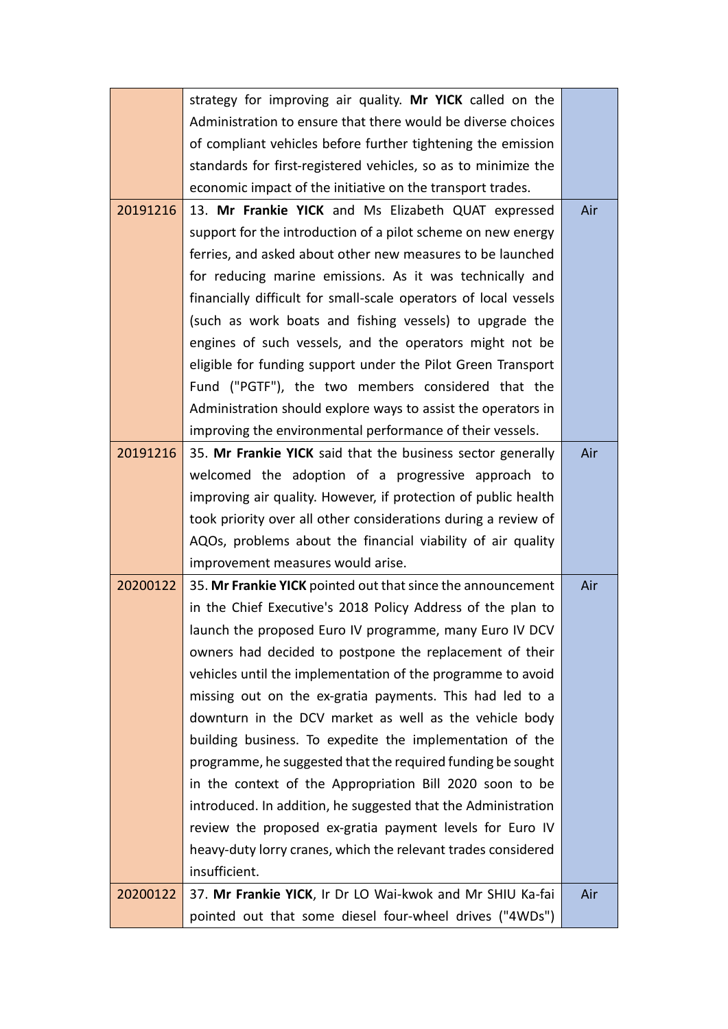| | | |
|---|---|---|
| | strategy for improving air quality. **Mr YICK** called on the Administration to ensure that there would be diverse choices of compliant vehicles before further tightening the emission standards for first-registered vehicles, so as to minimize the economic impact of the initiative on the transport trades. | |
| 20191216 | 13. **Mr Frankie YICK** and Ms Elizabeth QUAT expressed support for the introduction of a pilot scheme on new energy ferries, and asked about other new measures to be launched for reducing marine emissions. As it was technically and financially difficult for small-scale operators of local vessels (such as work boats and fishing vessels) to upgrade the engines of such vessels, and the operators might not be eligible for funding support under the Pilot Green Transport Fund ("PGTF"), the two members considered that the Administration should explore ways to assist the operators in improving the environmental performance of their vessels. | Air |
| 20191216 | 35. **Mr Frankie YICK** said that the business sector generally welcomed the adoption of a progressive approach to improving air quality. However, if protection of public health took priority over all other considerations during a review of AQOs, problems about the financial viability of air quality improvement measures would arise. | Air |
| 20200122 | 35. **Mr Frankie YICK** pointed out that since the announcement in the Chief Executive's 2018 Policy Address of the plan to launch the proposed Euro IV programme, many Euro IV DCV owners had decided to postpone the replacement of their vehicles until the implementation of the programme to avoid missing out on the ex-gratia payments. This had led to a downturn in the DCV market as well as the vehicle body building business. To expedite the implementation of the programme, he suggested that the required funding be sought in the context of the Appropriation Bill 2020 soon to be introduced. In addition, he suggested that the Administration review the proposed ex-gratia payment levels for Euro IV heavy-duty lorry cranes, which the relevant trades considered insufficient. | Air |
| 20200122 | 37. **Mr Frankie YICK**, Ir Dr LO Wai-kwok and Mr SHIU Ka-fai pointed out that some diesel four-wheel drives ("4WDs") | Air |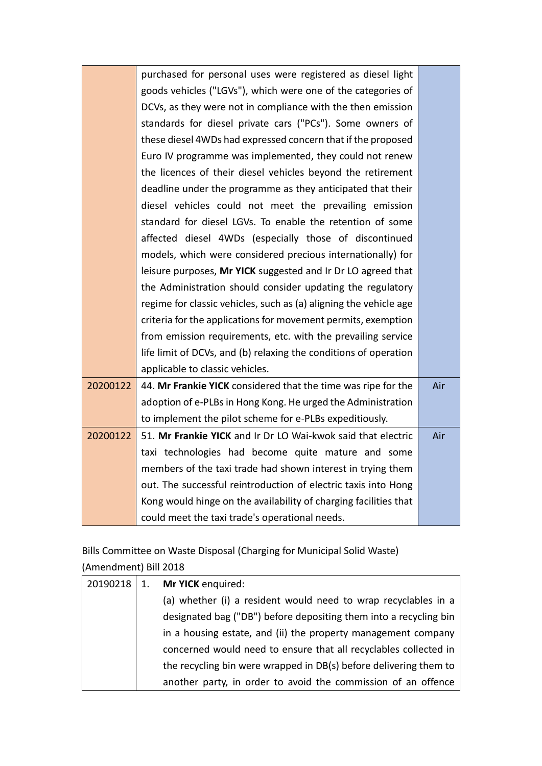| | | |
|---|---|---|
| | purchased for personal uses were registered as diesel light goods vehicles ("LGVs"), which were one of the categories of DCVs, as they were not in compliance with the then emission standards for diesel private cars ("PCs"). Some owners of these diesel 4WDs had expressed concern that if the proposed Euro IV programme was implemented, they could not renew the licences of their diesel vehicles beyond the retirement deadline under the programme as they anticipated that their diesel vehicles could not meet the prevailing emission standard for diesel LGVs. To enable the retention of some affected diesel 4WDs (especially those of discontinued models, which were considered precious internationally) for leisure purposes, **Mr YICK** suggested and Ir Dr LO agreed that the Administration should consider updating the regulatory regime for classic vehicles, such as (a) aligning the vehicle age criteria for the applications for movement permits, exemption from emission requirements, etc. with the prevailing service life limit of DCVs, and (b) relaxing the conditions of operation applicable to classic vehicles. | |
| 20200122 | 44. **Mr Frankie YICK** considered that the time was ripe for the adoption of e-PLBs in Hong Kong. He urged the Administration to implement the pilot scheme for e-PLBs expeditiously. | Air |
| 20200122 | 51. **Mr Frankie YICK** and Ir Dr LO Wai-kwok said that electric taxi technologies had become quite mature and some members of the taxi trade had shown interest in trying them out. The successful reintroduction of electric taxis into Hong Kong would hinge on the availability of charging facilities that could meet the taxi trade's operational needs. | Air |

Bills Committee on Waste Disposal (Charging for Municipal Solid Waste) (Amendment) Bill 2018

| | |
|---|---|
| 20190218 | 1. **Mr YICK** enquired:<br>(a) whether (i) a resident would need to wrap recyclables in a designated bag ("DB") before depositing them into a recycling bin in a housing estate, and (ii) the property management company concerned would need to ensure that all recyclables collected in the recycling bin were wrapped in DB(s) before delivering them to another party, in order to avoid the commission of an offence |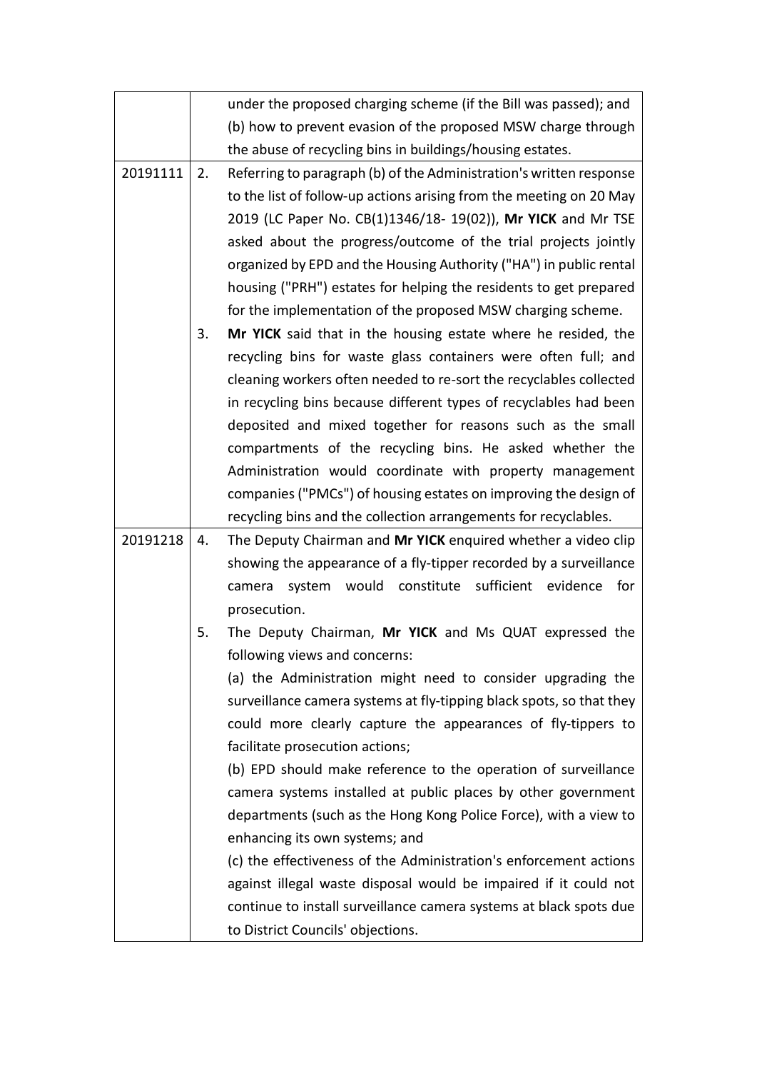| | |
|---|---|
| | under the proposed charging scheme (if the Bill was passed); and<br>(b) how to prevent evasion of the proposed MSW charge through the abuse of recycling bins in buildings/housing estates. |
| 20191111 | 2. Referring to paragraph (b) of the Administration's written response to the list of follow-up actions arising from the meeting on 20 May 2019 (LC Paper No. CB(1)1346/18- 19(02)), **Mr YICK** and Mr TSE asked about the progress/outcome of the trial projects jointly organized by EPD and the Housing Authority ("HA") in public rental housing ("PRH") estates for helping the residents to get prepared for the implementation of the proposed MSW charging scheme.<br>3. **Mr YICK** said that in the housing estate where he resided, the recycling bins for waste glass containers were often full; and cleaning workers often needed to re-sort the recyclables collected in recycling bins because different types of recyclables had been deposited and mixed together for reasons such as the small compartments of the recycling bins. He asked whether the Administration would coordinate with property management companies ("PMCs") of housing estates on improving the design of recycling bins and the collection arrangements for recyclables. |
| 20191218 | 4. The Deputy Chairman and **Mr YICK** enquired whether a video clip showing the appearance of a fly-tipper recorded by a surveillance camera system would constitute sufficient evidence for prosecution.<br>5. The Deputy Chairman, **Mr YICK** and Ms QUAT expressed the following views and concerns:<br>(a) the Administration might need to consider upgrading the surveillance camera systems at fly-tipping black spots, so that they could more clearly capture the appearances of fly-tippers to facilitate prosecution actions;<br>(b) EPD should make reference to the operation of surveillance camera systems installed at public places by other government departments (such as the Hong Kong Police Force), with a view to enhancing its own systems; and<br>(c) the effectiveness of the Administration's enforcement actions against illegal waste disposal would be impaired if it could not continue to install surveillance camera systems at black spots due to District Councils' objections. |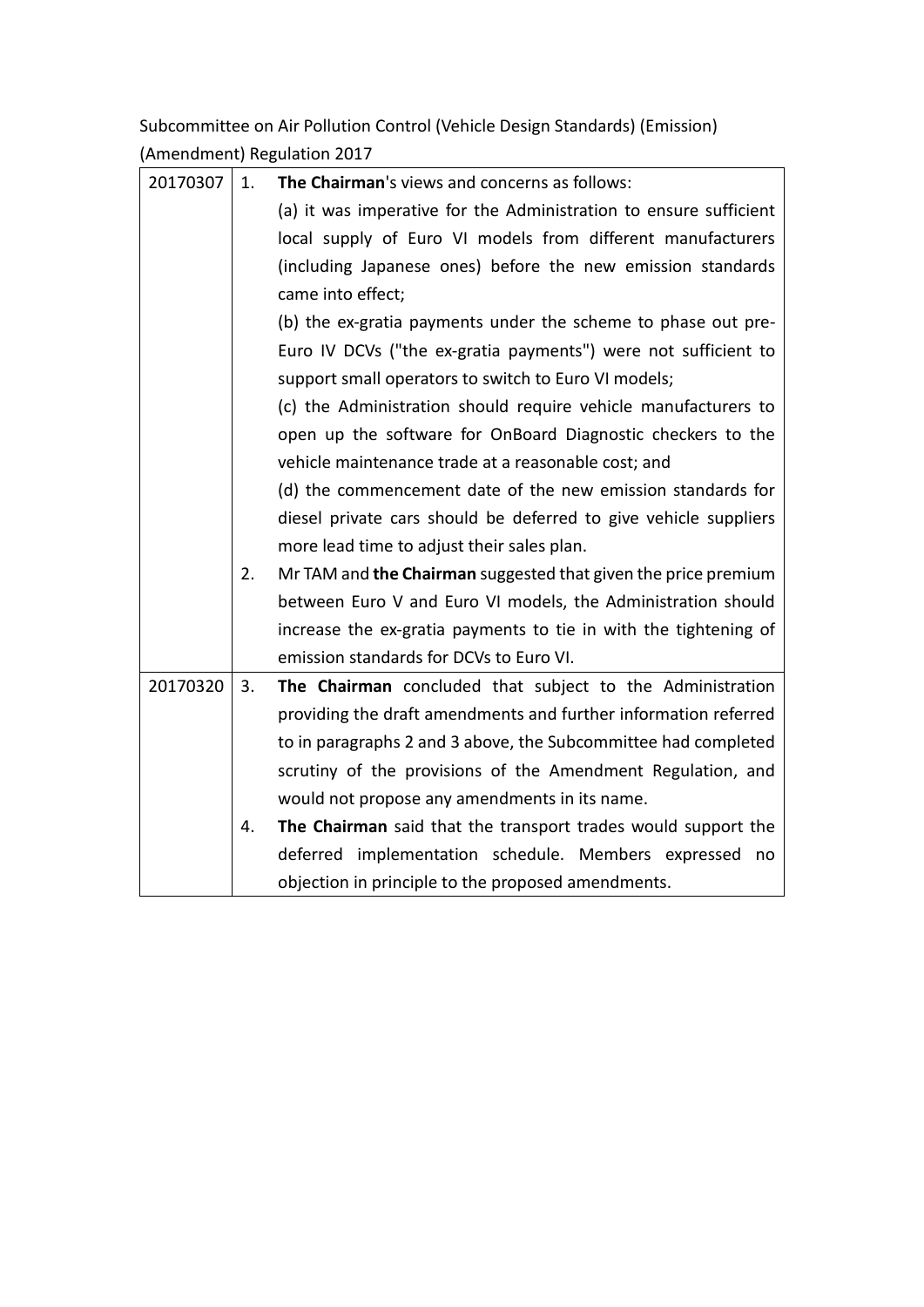Subcommittee on Air Pollution Control (Vehicle Design Standards) (Emission) (Amendment) Regulation 2017

| | | |
|---|---|---|
| 20170307 | 1. | **The Chairman**'s views and concerns as follows:<br>(a) it was imperative for the Administration to ensure sufficient local supply of Euro VI models from different manufacturers (including Japanese ones) before the new emission standards came into effect;<br>(b) the ex-gratia payments under the scheme to phase out pre-Euro IV DCVs ("the ex-gratia payments") were not sufficient to support small operators to switch to Euro VI models;<br>(c) the Administration should require vehicle manufacturers to open up the software for OnBoard Diagnostic checkers to the vehicle maintenance trade at a reasonable cost; and<br>(d) the commencement date of the new emission standards for diesel private cars should be deferred to give vehicle suppliers more lead time to adjust their sales plan. |
| | 2. | Mr TAM and **the Chairman** suggested that given the price premium between Euro V and Euro VI models, the Administration should increase the ex-gratia payments to tie in with the tightening of emission standards for DCVs to Euro VI. |
| 20170320 | 3. | **The Chairman** concluded that subject to the Administration providing the draft amendments and further information referred to in paragraphs 2 and 3 above, the Subcommittee had completed scrutiny of the provisions of the Amendment Regulation, and would not propose any amendments in its name. |
| | 4. | **The Chairman** said that the transport trades would support the deferred implementation schedule. Members expressed no objection in principle to the proposed amendments. |